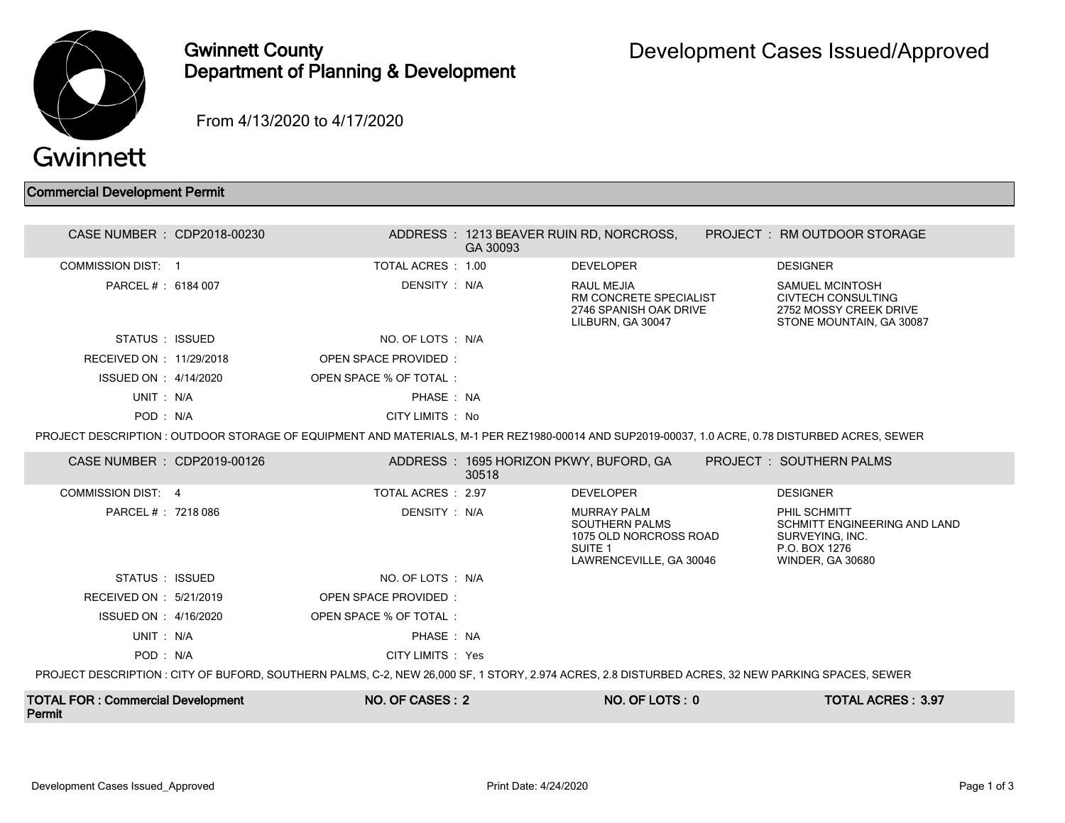# Gwinnett County Department of Planning & Development

## Development Cases Issued/Approved

From 4/13/2020 to 4/17/2020

### Commercial Development Permit

**CASE NUMBER :** CDP2018-00230
**ADDRESS :** 1213 BEAVER RUIN RD, NORCROSS, GA 30093
**PROJECT :** RM OUTDOOR STORAGE

| | | | |
|---|---|---|---|
| COMMISSION DIST: 1 | TOTAL ACRES : 1.00 | **DEVELOPER** | **DESIGNER** |
| PARCEL # : 6184 007 | DENSITY : N/A | RAUL MEJIA<br>RM CONCRETE SPECIALIST<br>2746 SPANISH OAK DRIVE<br>LILBURN, GA 30047 | SAMUEL MCINTOSH<br>CIVTECH CONSULTING<br>2752 MOSSY CREEK DRIVE<br>STONE MOUNTAIN, GA 30087 |
| STATUS : ISSUED | NO. OF LOTS : N/A | | |
| RECEIVED ON : 11/29/2018 | OPEN SPACE PROVIDED : | | |
| ISSUED ON : 4/14/2020 | OPEN SPACE % OF TOTAL : | | |
| UNIT : N/A | PHASE : NA | | |
| POD : N/A | CITY LIMITS : No | | |

PROJECT DESCRIPTION : OUTDOOR STORAGE OF EQUIPMENT AND MATERIALS, M-1 PER REZ1980-00014 AND SUP2019-00037, 1.0 ACRE, 0.78 DISTURBED ACRES, SEWER

**CASE NUMBER :** CDP2019-00126
**ADDRESS :** 1695 HORIZON PKWY, BUFORD, GA 30518
**PROJECT :** SOUTHERN PALMS

| | | | |
|---|---|---|---|
| COMMISSION DIST: 4 | TOTAL ACRES : 2.97 | **DEVELOPER** | **DESIGNER** |
| PARCEL # : 7218 086 | DENSITY : N/A | MURRAY PALM<br>SOUTHERN PALMS<br>1075 OLD NORCROSS ROAD<br>SUITE 1<br>LAWRENCEVILLE, GA 30046 | PHIL SCHMITT<br>SCHMITT ENGINEERING AND LAND SURVEYING, INC.<br>P.O. BOX 1276<br>WINDER, GA 30680 |
| STATUS : ISSUED | NO. OF LOTS : N/A | | |
| RECEIVED ON : 5/21/2019 | OPEN SPACE PROVIDED : | | |
| ISSUED ON : 4/16/2020 | OPEN SPACE % OF TOTAL : | | |
| UNIT : N/A | PHASE : NA | | |
| POD : N/A | CITY LIMITS : Yes | | |

PROJECT DESCRIPTION : CITY OF BUFORD, SOUTHERN PALMS, C-2, NEW 26,000 SF, 1 STORY, 2.974 ACRES, 2.8 DISTURBED ACRES, 32 NEW PARKING SPACES, SEWER

| TOTAL FOR : Commercial Development Permit | NO. OF CASES : 2 | NO. OF LOTS : 0 | TOTAL ACRES : 3.97 |
|---|---|---|---|

Print Date: 4/24/2020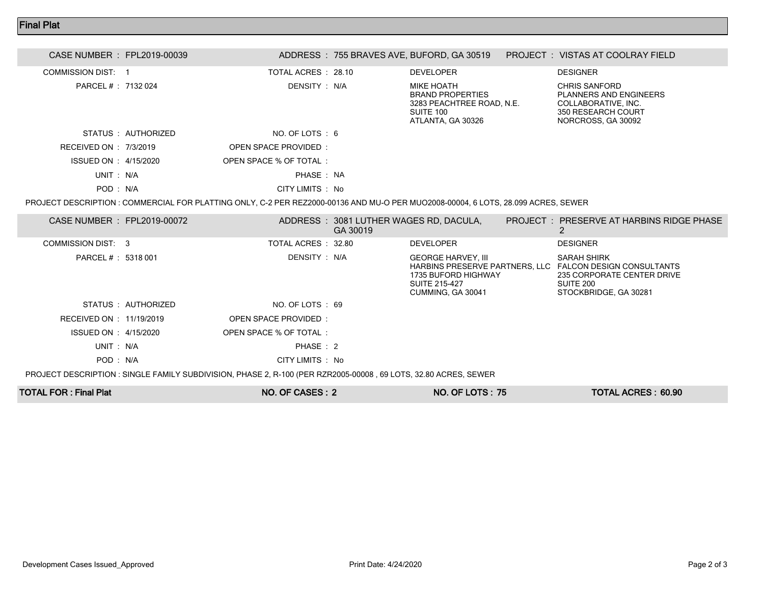## Final Plat

**CASE NUMBER :** FPL2019-00039 | **ADDRESS :** 755 BRAVES AVE, BUFORD, GA 30519 | **PROJECT :** VISTAS AT COOLRAY FIELD

| | | | | | |
|---|---|---|---|---|---|
| COMMISSION DIST: | 1 | TOTAL ACRES : | 28.10 | DEVELOPER | DESIGNER |
| PARCEL # : | 7132 024 | DENSITY : | N/A | MIKE HOATH<br>BRAND PROPERTIES<br>3283 PEACHTREE ROAD, N.E.<br>SUITE 100<br>ATLANTA, GA 30326 | CHRIS SANFORD<br>PLANNERS AND ENGINEERS COLLABORATIVE, INC.<br>350 RESEARCH COURT<br>NORCROSS, GA 30092 |
| STATUS : | AUTHORIZED | NO. OF LOTS : | 6 | | |
| RECEIVED ON : | 7/3/2019 | OPEN SPACE PROVIDED : | | | |
| ISSUED ON : | 4/15/2020 | OPEN SPACE % OF TOTAL : | | | |
| UNIT : | N/A | PHASE : | NA | | |
| POD : | N/A | CITY LIMITS : | No | | |

PROJECT DESCRIPTION : COMMERCIAL FOR PLATTING ONLY, C-2 PER REZ2000-00136 AND MU-O PER MUO2008-00004, 6 LOTS, 28.099 ACRES, SEWER

**CASE NUMBER :** FPL2019-00072 | **ADDRESS :** 3081 LUTHER WAGES RD, DACULA, GA 30019 | **PROJECT :** PRESERVE AT HARBINS RIDGE PHASE 2

| | | | | | |
|---|---|---|---|---|---|
| COMMISSION DIST: | 3 | TOTAL ACRES : | 32.80 | DEVELOPER | DESIGNER |
| PARCEL # : | 5318 001 | DENSITY : | N/A | GEORGE HARVEY, III<br>HARBINS PRESERVE PARTNERS, LLC<br>1735 BUFORD HIGHWAY<br>SUITE 215-427<br>CUMMING, GA 30041 | SARAH SHIRK<br>FALCON DESIGN CONSULTANTS<br>235 CORPORATE CENTER DRIVE<br>SUITE 200<br>STOCKBRIDGE, GA 30281 |
| STATUS : | AUTHORIZED | NO. OF LOTS : | 69 | | |
| RECEIVED ON : | 11/19/2019 | OPEN SPACE PROVIDED : | | | |
| ISSUED ON : | 4/15/2020 | OPEN SPACE % OF TOTAL : | | | |
| UNIT : | N/A | PHASE : | 2 | | |
| POD : | N/A | CITY LIMITS : | No | | |

PROJECT DESCRIPTION : SINGLE FAMILY SUBDIVISION, PHASE 2, R-100 (PER RZR2005-00008 , 69 LOTS, 32.80 ACRES, SEWER

| TOTAL FOR : Final Plat | NO. OF CASES : 2 | NO. OF LOTS : 75 | TOTAL ACRES : 60.90 |
|---|---|---|---|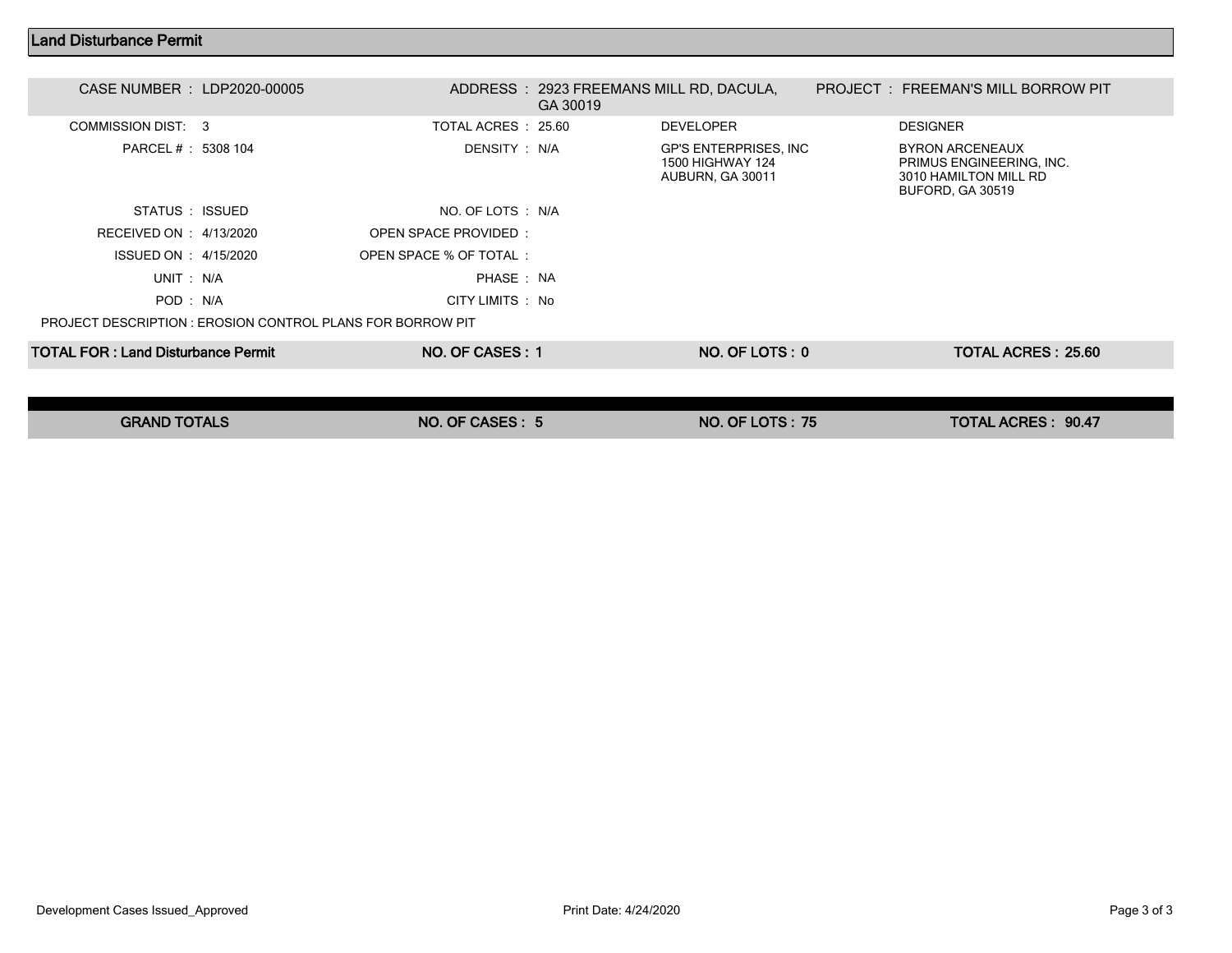## Land Disturbance Permit

| | | | | | | | |
|---|---|---|---|---|---|---|---|
| CASE NUMBER : | LDP2020-00005 | ADDRESS : | 2923 FREEMANS MILL RD, DACULA, GA 30019 | | PROJECT : | FREEMAN'S MILL BORROW PIT | |
| COMMISSION DIST: | 3 | TOTAL ACRES : | 25.60 | DEVELOPER | | DESIGNER | |
| PARCEL # : | 5308 104 | DENSITY : | N/A | GP'S ENTERPRISES, INC 1500 HIGHWAY 124 AUBURN, GA 30011 | | BYRON ARCENEAUX PRIMUS ENGINEERING, INC. 3010 HAMILTON MILL RD BUFORD, GA 30519 | |
| STATUS : | ISSUED | NO. OF LOTS : | N/A | | | | |
| RECEIVED ON : | 4/13/2020 | OPEN SPACE PROVIDED : | | | | | |
| ISSUED ON : | 4/15/2020 | OPEN SPACE % OF TOTAL : | | | | | |
| UNIT : | N/A | PHASE : | NA | | | | |
| POD : | N/A | CITY LIMITS : | No | | | | |

PROJECT DESCRIPTION : EROSION CONTROL PLANS FOR BORROW PIT

| | | | |
|---|---|---|---|
| **TOTAL FOR : Land Disturbance Permit** | **NO. OF CASES : 1** | **NO. OF LOTS : 0** | **TOTAL ACRES : 25.60** |

| | | | |
|---|---|---|---|
| **GRAND TOTALS** | **NO. OF CASES : 5** | **NO. OF LOTS : 75** | **TOTAL ACRES : 90.47** |

Development Cases Issued_Approved

Print Date: 4/24/2020